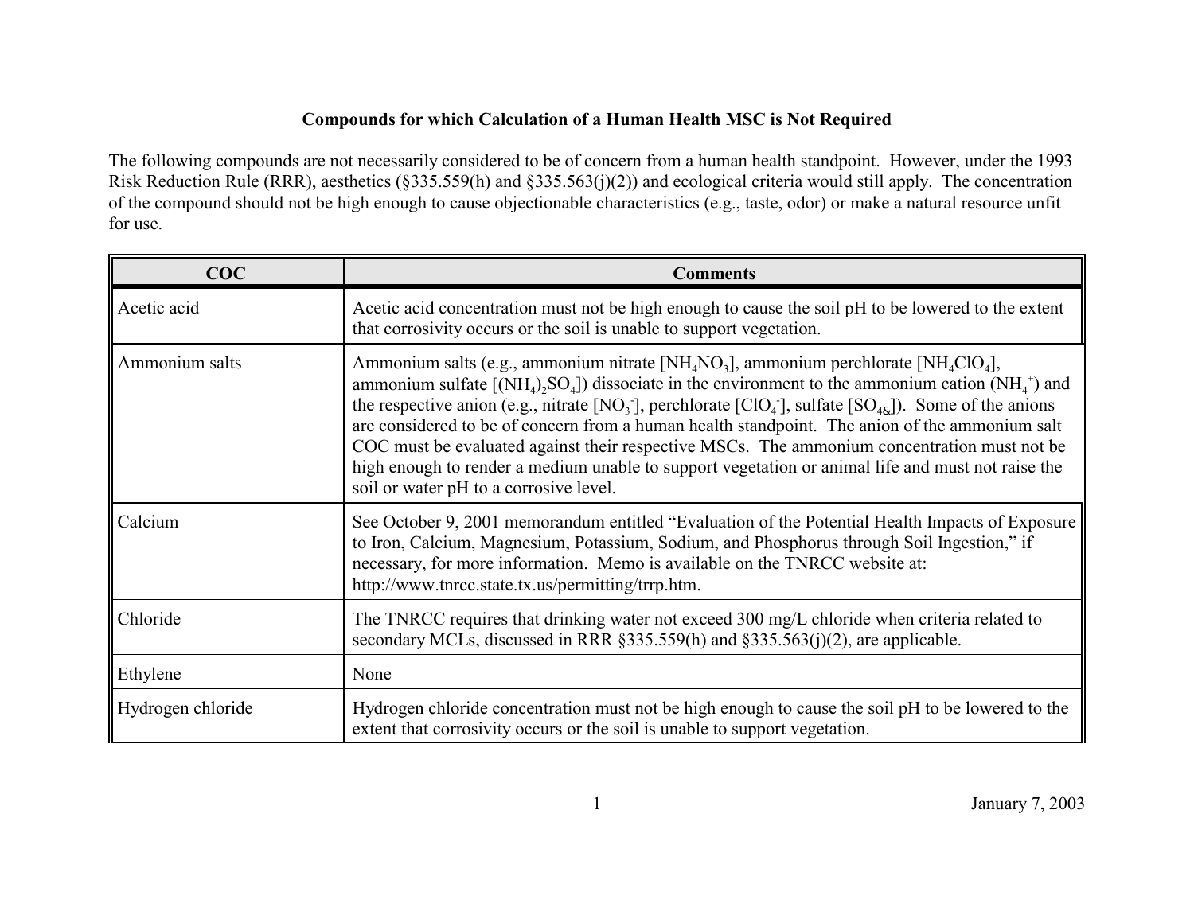# Compounds for which Calculation of a Human Health MSC is Not Required

The following compounds are not necessarily considered to be of concern from a human health standpoint. However, under the 1993 Risk Reduction Rule (RRR), aesthetics (§335.559(h) and §335.563(j)(2)) and ecological criteria would still apply. The concentration of the compound should not be high enough to cause objectionable characteristics (e.g., taste, odor) or make a natural resource unfit for use.

| COC | Comments |
|---|---|
| Acetic acid | Acetic acid concentration must not be high enough to cause the soil pH to be lowered to the extent that corrosivity occurs or the soil is unable to support vegetation. |
| Ammonium salts | Ammonium salts (e.g., ammonium nitrate [$NH_4NO_3$], ammonium perchlorate [$NH_4ClO_4$], ammonium sulfate [$(NH_4)_2SO_4$]) dissociate in the environment to the ammonium cation ($NH_4^+$) and the respective anion (e.g., nitrate [$NO_3^-$], perchlorate [$ClO_4^-$], sulfate [$SO_{4\&}$]). Some of the anions are considered to be of concern from a human health standpoint. The anion of the ammonium salt COC must be evaluated against their respective MSCs. The ammonium concentration must not be high enough to render a medium unable to support vegetation or animal life and must not raise the soil or water pH to a corrosive level. |
| Calcium | See October 9, 2001 memorandum entitled "Evaluation of the Potential Health Impacts of Exposure to Iron, Calcium, Magnesium, Potassium, Sodium, and Phosphorus through Soil Ingestion," if necessary, for more information. Memo is available on the TNRCC website at: http://www.tnrcc.state.tx.us/permitting/trrp.htm. |
| Chloride | The TNRCC requires that drinking water not exceed 300 mg/L chloride when criteria related to secondary MCLs, discussed in RRR §335.559(h) and §335.563(j)(2), are applicable. |
| Ethylene | None |
| Hydrogen chloride | Hydrogen chloride concentration must not be high enough to cause the soil pH to be lowered to the extent that corrosivity occurs or the soil is unable to support vegetation. |

January 7, 2003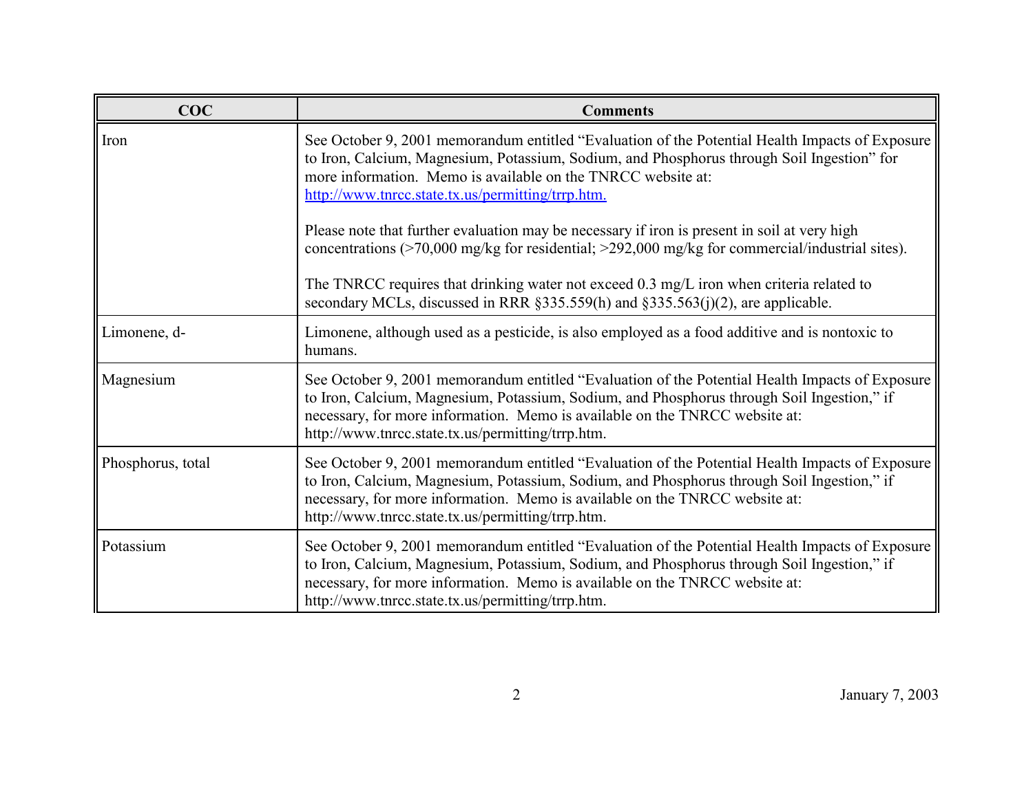| COC | Comments |
|---|---|
| Iron | See October 9, 2001 memorandum entitled "Evaluation of the Potential Health Impacts of Exposure to Iron, Calcium, Magnesium, Potassium, Sodium, and Phosphorus through Soil Ingestion" for more information. Memo is available on the TNRCC website at: http://www.tnrcc.state.tx.us/permitting/trrp.htm.<br><br>Please note that further evaluation may be necessary if iron is present in soil at very high concentrations (>70,000 mg/kg for residential; >292,000 mg/kg for commercial/industrial sites).<br><br>The TNRCC requires that drinking water not exceed 0.3 mg/L iron when criteria related to secondary MCLs, discussed in RRR §335.559(h) and §335.563(j)(2), are applicable. |
| Limonene, d- | Limonene, although used as a pesticide, is also employed as a food additive and is nontoxic to humans. |
| Magnesium | See October 9, 2001 memorandum entitled "Evaluation of the Potential Health Impacts of Exposure to Iron, Calcium, Magnesium, Potassium, Sodium, and Phosphorus through Soil Ingestion," if necessary, for more information. Memo is available on the TNRCC website at: http://www.tnrcc.state.tx.us/permitting/trrp.htm. |
| Phosphorus, total | See October 9, 2001 memorandum entitled "Evaluation of the Potential Health Impacts of Exposure to Iron, Calcium, Magnesium, Potassium, Sodium, and Phosphorus through Soil Ingestion," if necessary, for more information. Memo is available on the TNRCC website at: http://www.tnrcc.state.tx.us/permitting/trrp.htm. |
| Potassium | See October 9, 2001 memorandum entitled "Evaluation of the Potential Health Impacts of Exposure to Iron, Calcium, Magnesium, Potassium, Sodium, and Phosphorus through Soil Ingestion," if necessary, for more information. Memo is available on the TNRCC website at: http://www.tnrcc.state.tx.us/permitting/trrp.htm. |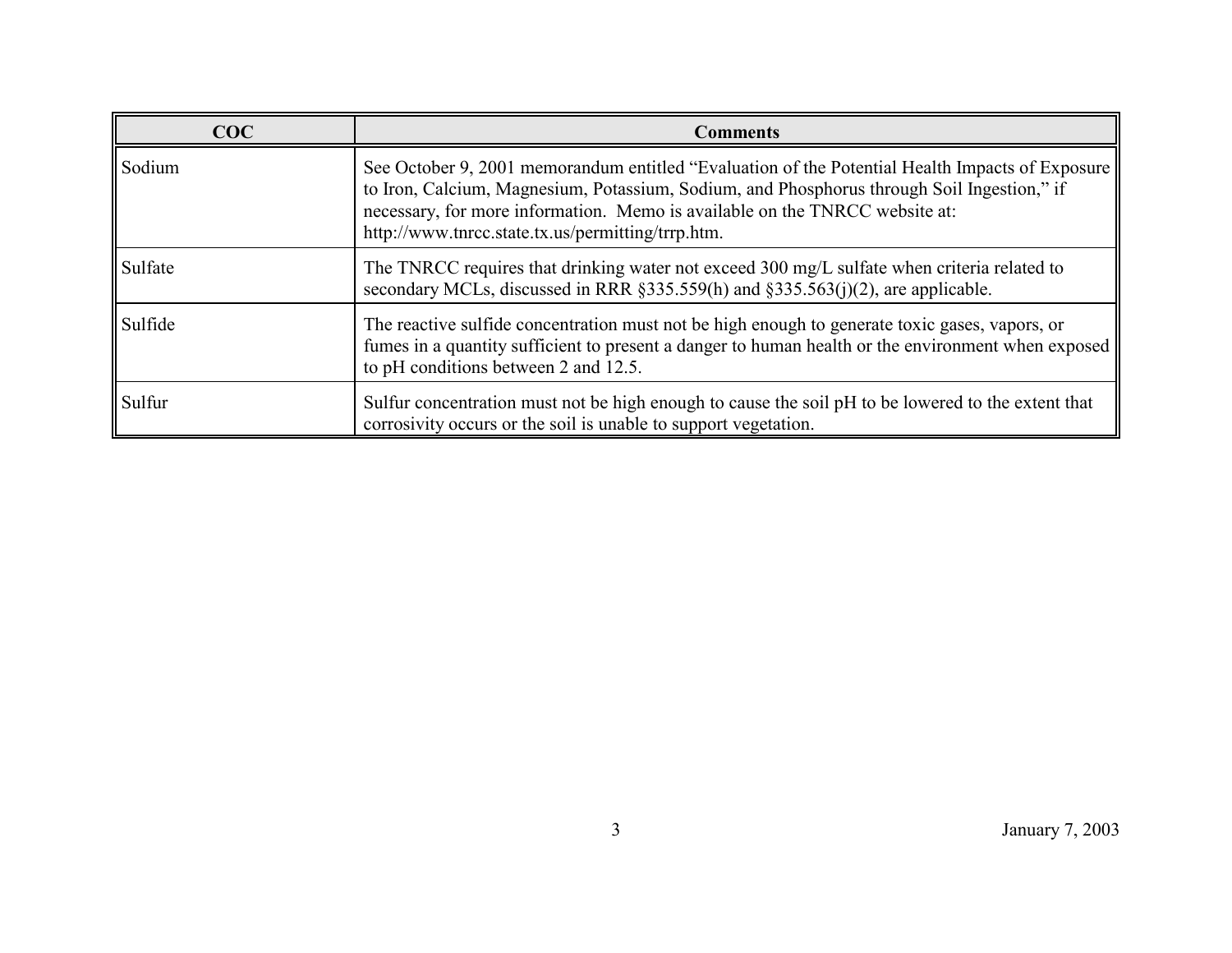| COC | Comments |
| --- | --- |
| Sodium | See October 9, 2001 memorandum entitled "Evaluation of the Potential Health Impacts of Exposure to Iron, Calcium, Magnesium, Potassium, Sodium, and Phosphorus through Soil Ingestion," if necessary, for more information. Memo is available on the TNRCC website at: http://www.tnrcc.state.tx.us/permitting/trrp.htm. |
| Sulfate | The TNRCC requires that drinking water not exceed 300 mg/L sulfate when criteria related to secondary MCLs, discussed in RRR §335.559(h) and §335.563(j)(2), are applicable. |
| Sulfide | The reactive sulfide concentration must not be high enough to generate toxic gases, vapors, or fumes in a quantity sufficient to present a danger to human health or the environment when exposed to pH conditions between 2 and 12.5. |
| Sulfur | Sulfur concentration must not be high enough to cause the soil pH to be lowered to the extent that corrosivity occurs or the soil is unable to support vegetation. |

January 7, 2003